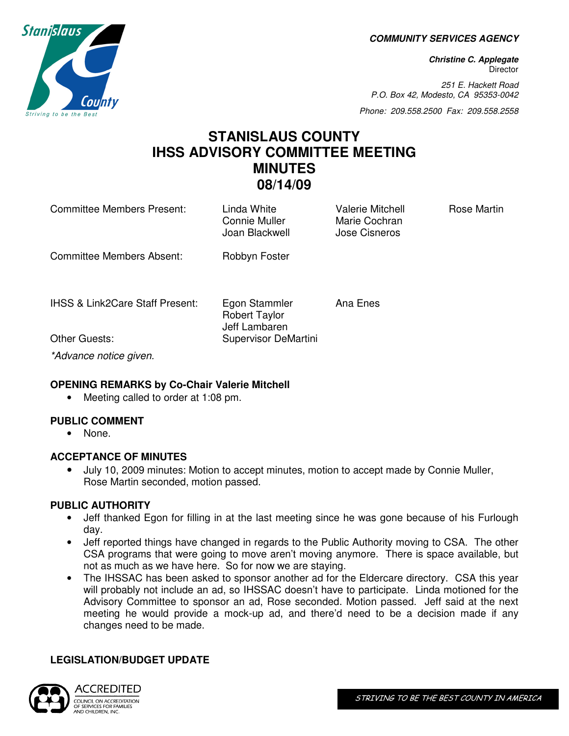**COMMUNITY SERVICES AGENCY**

***Christine C. Applegate***
Director

*251 E. Hackett Road*
*P.O. Box 42, Modesto, CA 95353-0042*

*Phone: 209.558.2500 Fax: 209.558.2558*

# STANISLAUS COUNTY
# IHSS ADVISORY COMMITTEE MEETING
# MINUTES
# 08/14/09

| | | | |
|---|---|---|---|
| Committee Members Present: | Linda White<br>Connie Muller<br>Joan Blackwell | Valerie Mitchell<br>Marie Cochran<br>Jose Cisneros | Rose Martin |
| Committee Members Absent: | Robbyn Foster | | |
| IHSS & Link2Care Staff Present: | Egon Stammler<br>Robert Taylor<br>Jeff Lambaren | Ana Enes | |
| Other Guests: | Supervisor DeMartini | | |

*\*Advance notice given.*

**OPENING REMARKS by Co-Chair Valerie Mitchell**

- Meeting called to order at 1:08 pm.

**PUBLIC COMMENT**

- None.

**ACCEPTANCE OF MINUTES**

- July 10, 2009 minutes: Motion to accept minutes, motion to accept made by Connie Muller, Rose Martin seconded, motion passed.

**PUBLIC AUTHORITY**

- Jeff thanked Egon for filling in at the last meeting since he was gone because of his Furlough day.
- Jeff reported things have changed in regards to the Public Authority moving to CSA. The other CSA programs that were going to move aren't moving anymore. There is space available, but not as much as we have here. So for now we are staying.
- The IHSSAC has been asked to sponsor another ad for the Eldercare directory. CSA this year will probably not include an ad, so IHSSAC doesn't have to participate. Linda motioned for the Advisory Committee to sponsor an ad, Rose seconded. Motion passed. Jeff said at the next meeting he would provide a mock-up ad, and there'd need to be a decision made if any changes need to be made.

**LEGISLATION/BUDGET UPDATE**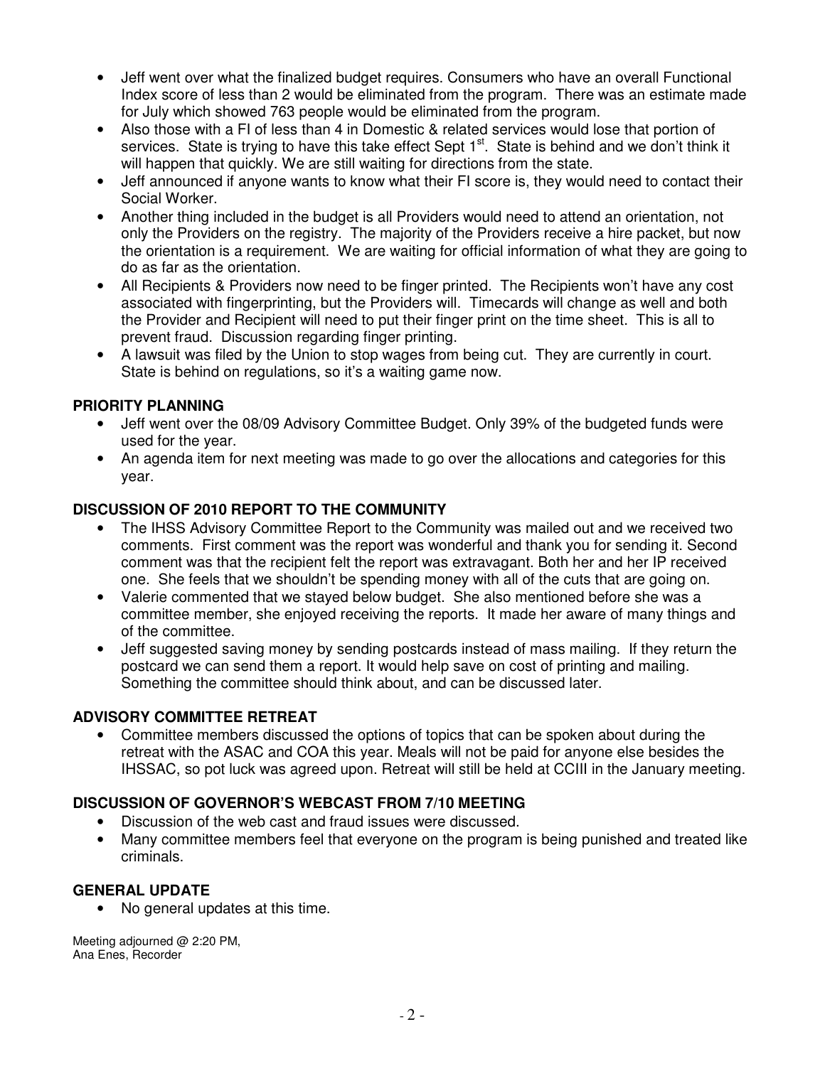- Jeff went over what the finalized budget requires. Consumers who have an overall Functional Index score of less than 2 would be eliminated from the program. There was an estimate made for July which showed 763 people would be eliminated from the program.
- Also those with a FI of less than 4 in Domestic & related services would lose that portion of services. State is trying to have this take effect Sept 1st. State is behind and we don't think it will happen that quickly. We are still waiting for directions from the state.
- Jeff announced if anyone wants to know what their FI score is, they would need to contact their Social Worker.
- Another thing included in the budget is all Providers would need to attend an orientation, not only the Providers on the registry. The majority of the Providers receive a hire packet, but now the orientation is a requirement. We are waiting for official information of what they are going to do as far as the orientation.
- All Recipients & Providers now need to be finger printed. The Recipients won't have any cost associated with fingerprinting, but the Providers will. Timecards will change as well and both the Provider and Recipient will need to put their finger print on the time sheet. This is all to prevent fraud. Discussion regarding finger printing.
- A lawsuit was filed by the Union to stop wages from being cut. They are currently in court. State is behind on regulations, so it's a waiting game now.

**PRIORITY PLANNING**

- Jeff went over the 08/09 Advisory Committee Budget. Only 39% of the budgeted funds were used for the year.
- An agenda item for next meeting was made to go over the allocations and categories for this year.

**DISCUSSION OF 2010 REPORT TO THE COMMUNITY**

- The IHSS Advisory Committee Report to the Community was mailed out and we received two comments. First comment was the report was wonderful and thank you for sending it. Second comment was that the recipient felt the report was extravagant. Both her and her IP received one. She feels that we shouldn't be spending money with all of the cuts that are going on.
- Valerie commented that we stayed below budget. She also mentioned before she was a committee member, she enjoyed receiving the reports. It made her aware of many things and of the committee.
- Jeff suggested saving money by sending postcards instead of mass mailing. If they return the postcard we can send them a report. It would help save on cost of printing and mailing. Something the committee should think about, and can be discussed later.

**ADVISORY COMMITTEE RETREAT**

- Committee members discussed the options of topics that can be spoken about during the retreat with the ASAC and COA this year. Meals will not be paid for anyone else besides the IHSSAC, so pot luck was agreed upon. Retreat will still be held at CCIII in the January meeting.

**DISCUSSION OF GOVERNOR'S WEBCAST FROM 7/10 MEETING**

- Discussion of the web cast and fraud issues were discussed.
- Many committee members feel that everyone on the program is being punished and treated like criminals.

**GENERAL UPDATE**

- No general updates at this time.

Meeting adjourned @ 2:20 PM,
Ana Enes, Recorder